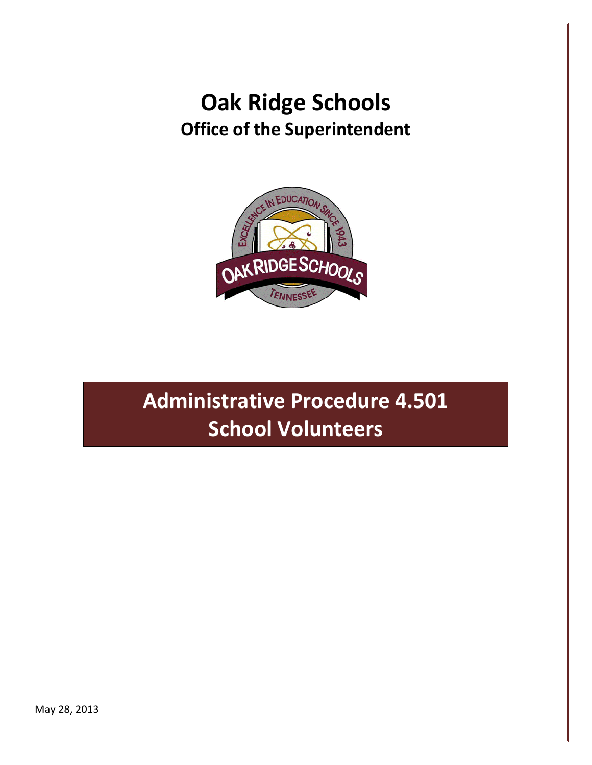# Oak Ridge Schools

## Office of the Superintendent

# Administrative Procedure 4.501
# School Volunteers

May 28, 2013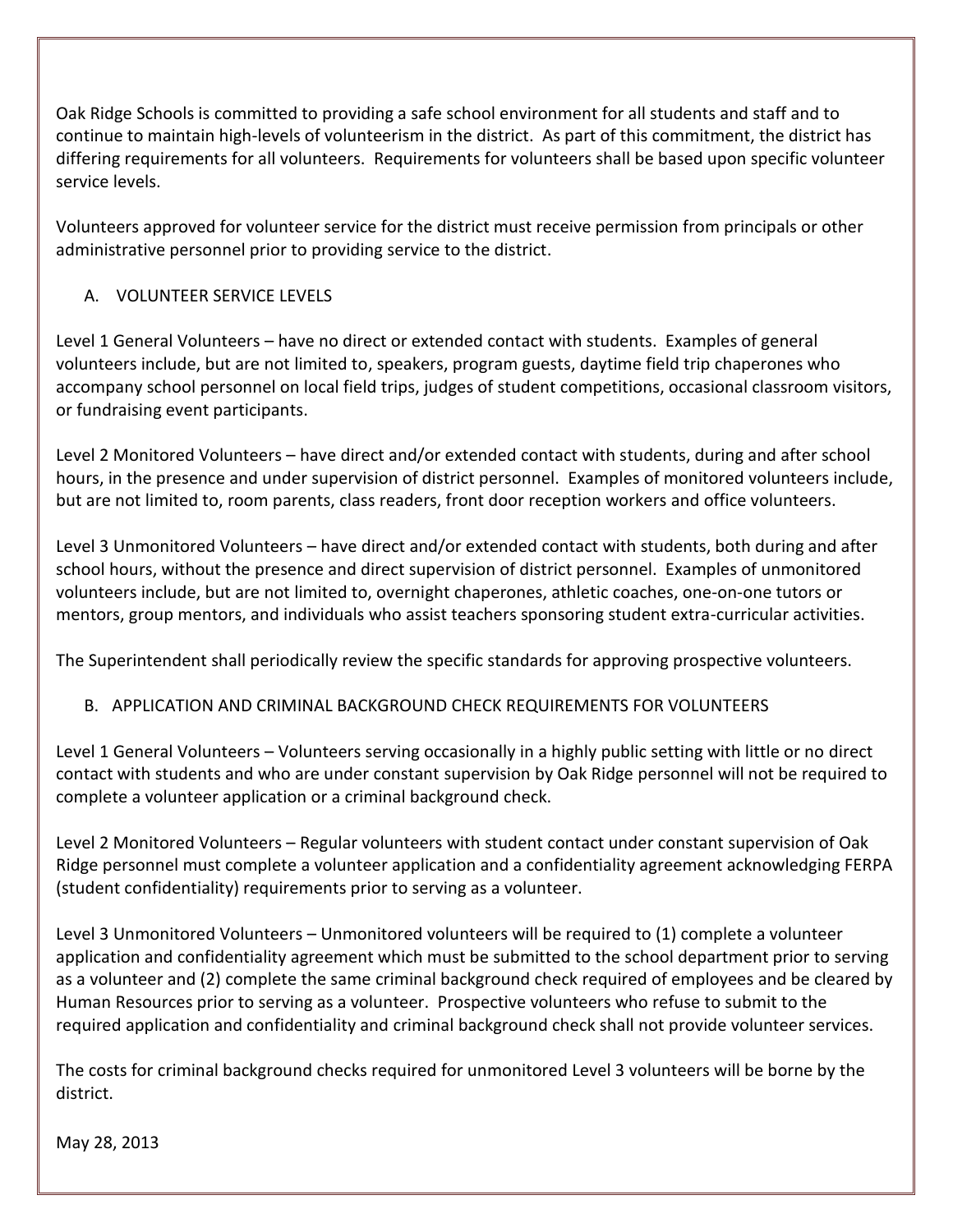Oak Ridge Schools is committed to providing a safe school environment for all students and staff and to continue to maintain high-levels of volunteerism in the district. As part of this commitment, the district has differing requirements for all volunteers. Requirements for volunteers shall be based upon specific volunteer service levels.

Volunteers approved for volunteer service for the district must receive permission from principals or other administrative personnel prior to providing service to the district.

## A. VOLUNTEER SERVICE LEVELS

Level 1 General Volunteers – have no direct or extended contact with students. Examples of general volunteers include, but are not limited to, speakers, program guests, daytime field trip chaperones who accompany school personnel on local field trips, judges of student competitions, occasional classroom visitors, or fundraising event participants.

Level 2 Monitored Volunteers – have direct and/or extended contact with students, during and after school hours, in the presence and under supervision of district personnel. Examples of monitored volunteers include, but are not limited to, room parents, class readers, front door reception workers and office volunteers.

Level 3 Unmonitored Volunteers – have direct and/or extended contact with students, both during and after school hours, without the presence and direct supervision of district personnel. Examples of unmonitored volunteers include, but are not limited to, overnight chaperones, athletic coaches, one-on-one tutors or mentors, group mentors, and individuals who assist teachers sponsoring student extra-curricular activities.

The Superintendent shall periodically review the specific standards for approving prospective volunteers.

## B. APPLICATION AND CRIMINAL BACKGROUND CHECK REQUIREMENTS FOR VOLUNTEERS

Level 1 General Volunteers – Volunteers serving occasionally in a highly public setting with little or no direct contact with students and who are under constant supervision by Oak Ridge personnel will not be required to complete a volunteer application or a criminal background check.

Level 2 Monitored Volunteers – Regular volunteers with student contact under constant supervision of Oak Ridge personnel must complete a volunteer application and a confidentiality agreement acknowledging FERPA (student confidentiality) requirements prior to serving as a volunteer.

Level 3 Unmonitored Volunteers – Unmonitored volunteers will be required to (1) complete a volunteer application and confidentiality agreement which must be submitted to the school department prior to serving as a volunteer and (2) complete the same criminal background check required of employees and be cleared by Human Resources prior to serving as a volunteer. Prospective volunteers who refuse to submit to the required application and confidentiality and criminal background check shall not provide volunteer services.

The costs for criminal background checks required for unmonitored Level 3 volunteers will be borne by the district.

May 28, 2013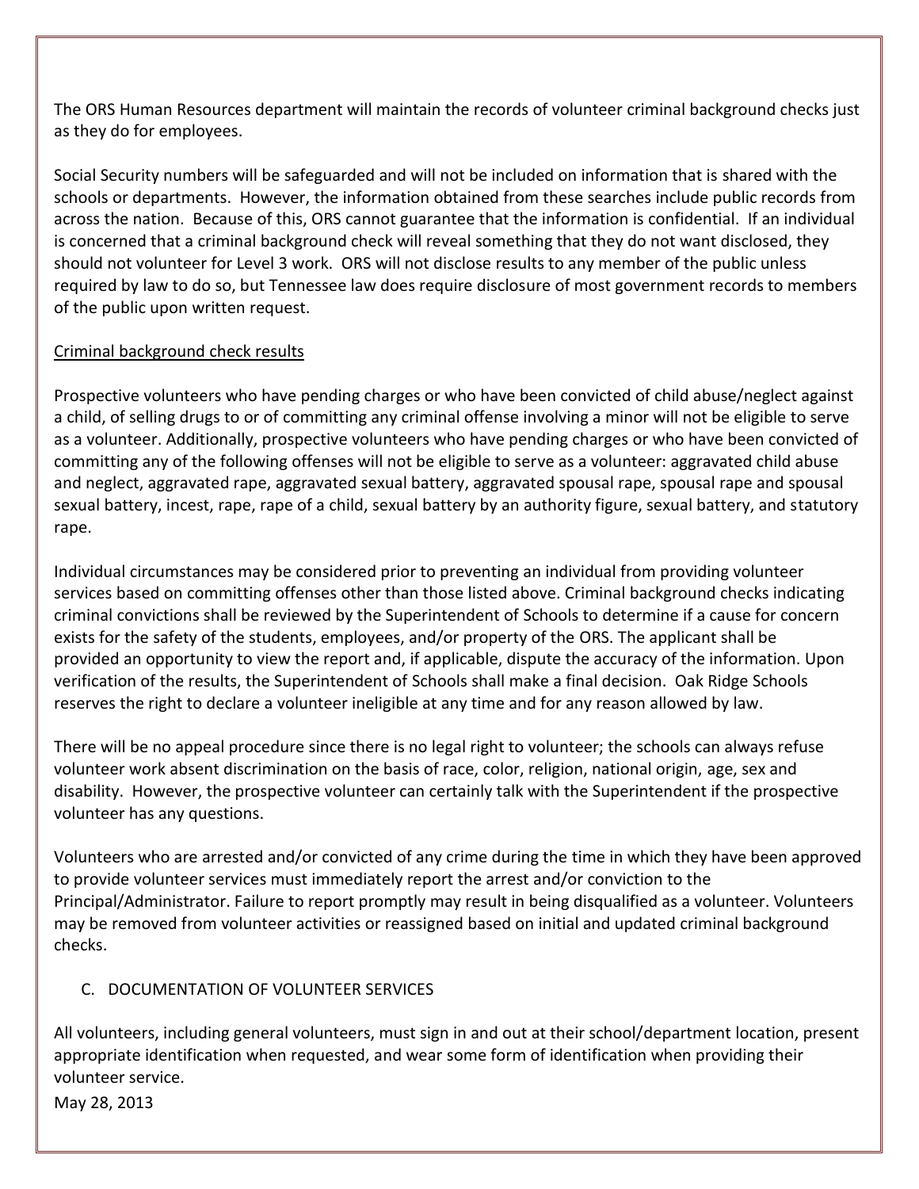The ORS Human Resources department will maintain the records of volunteer criminal background checks just as they do for employees.

Social Security numbers will be safeguarded and will not be included on information that is shared with the schools or departments. However, the information obtained from these searches include public records from across the nation. Because of this, ORS cannot guarantee that the information is confidential. If an individual is concerned that a criminal background check will reveal something that they do not want disclosed, they should not volunteer for Level 3 work. ORS will not disclose results to any member of the public unless required by law to do so, but Tennessee law does require disclosure of most government records to members of the public upon written request.

<u>Criminal background check results</u>

Prospective volunteers who have pending charges or who have been convicted of child abuse/neglect against a child, of selling drugs to or of committing any criminal offense involving a minor will not be eligible to serve as a volunteer. Additionally, prospective volunteers who have pending charges or who have been convicted of committing any of the following offenses will not be eligible to serve as a volunteer: aggravated child abuse and neglect, aggravated rape, aggravated sexual battery, aggravated spousal rape, spousal rape and spousal sexual battery, incest, rape, rape of a child, sexual battery by an authority figure, sexual battery, and statutory rape.

Individual circumstances may be considered prior to preventing an individual from providing volunteer services based on committing offenses other than those listed above. Criminal background checks indicating criminal convictions shall be reviewed by the Superintendent of Schools to determine if a cause for concern exists for the safety of the students, employees, and/or property of the ORS. The applicant shall be provided an opportunity to view the report and, if applicable, dispute the accuracy of the information. Upon verification of the results, the Superintendent of Schools shall make a final decision. Oak Ridge Schools reserves the right to declare a volunteer ineligible at any time and for any reason allowed by law.

There will be no appeal procedure since there is no legal right to volunteer; the schools can always refuse volunteer work absent discrimination on the basis of race, color, religion, national origin, age, sex and disability. However, the prospective volunteer can certainly talk with the Superintendent if the prospective volunteer has any questions.

Volunteers who are arrested and/or convicted of any crime during the time in which they have been approved to provide volunteer services must immediately report the arrest and/or conviction to the Principal/Administrator. Failure to report promptly may result in being disqualified as a volunteer. Volunteers may be removed from volunteer activities or reassigned based on initial and updated criminal background checks.

C. DOCUMENTATION OF VOLUNTEER SERVICES

All volunteers, including general volunteers, must sign in and out at their school/department location, present appropriate identification when requested, and wear some form of identification when providing their volunteer service.

May 28, 2013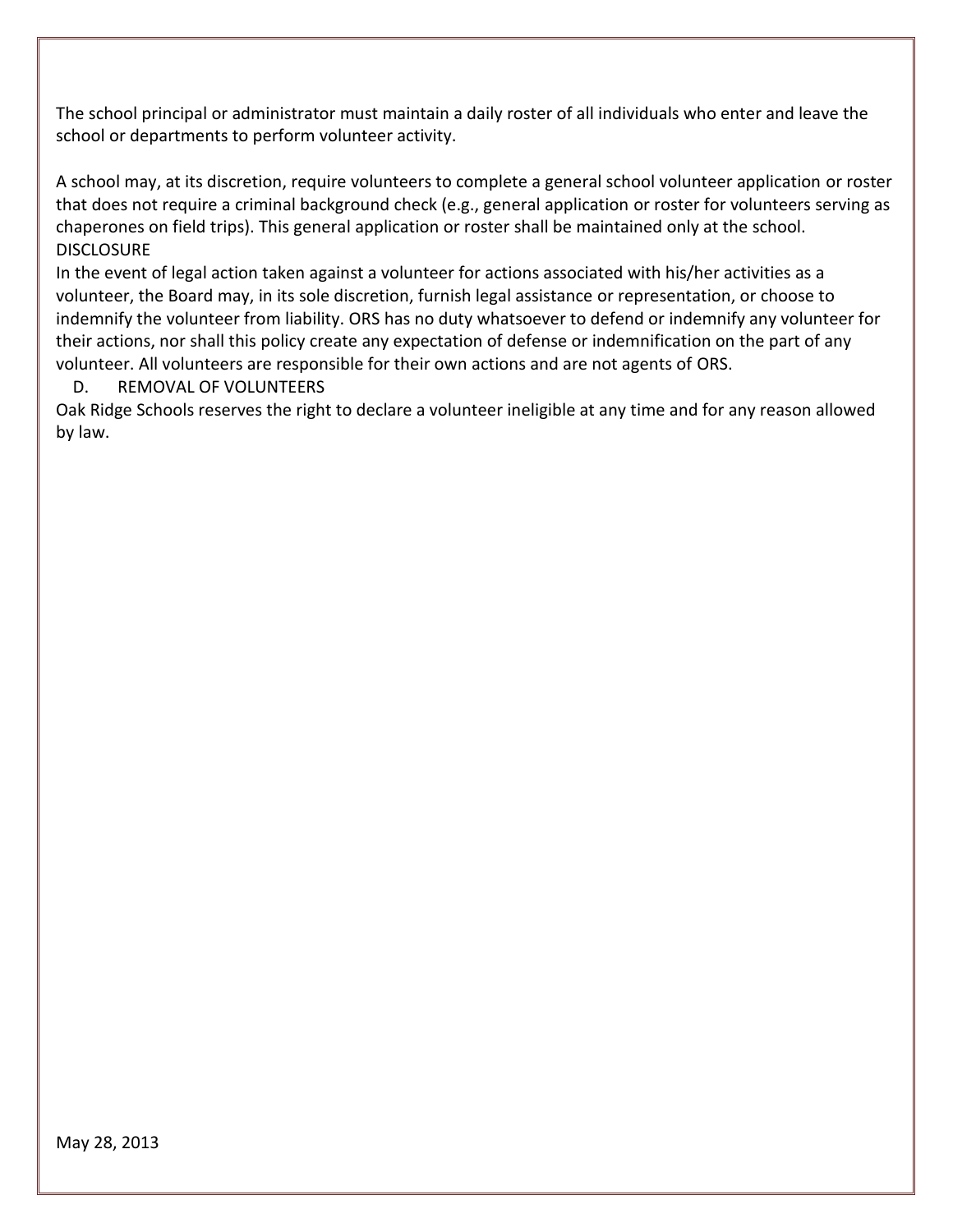The school principal or administrator must maintain a daily roster of all individuals who enter and leave the school or departments to perform volunteer activity.

A school may, at its discretion, require volunteers to complete a general school volunteer application or roster that does not require a criminal background check (e.g., general application or roster for volunteers serving as chaperones on field trips). This general application or roster shall be maintained only at the school.

DISCLOSURE

In the event of legal action taken against a volunteer for actions associated with his/her activities as a volunteer, the Board may, in its sole discretion, furnish legal assistance or representation, or choose to indemnify the volunteer from liability. ORS has no duty whatsoever to defend or indemnify any volunteer for their actions, nor shall this policy create any expectation of defense or indemnification on the part of any volunteer. All volunteers are responsible for their own actions and are not agents of ORS.

D. REMOVAL OF VOLUNTEERS

Oak Ridge Schools reserves the right to declare a volunteer ineligible at any time and for any reason allowed by law.

May 28, 2013